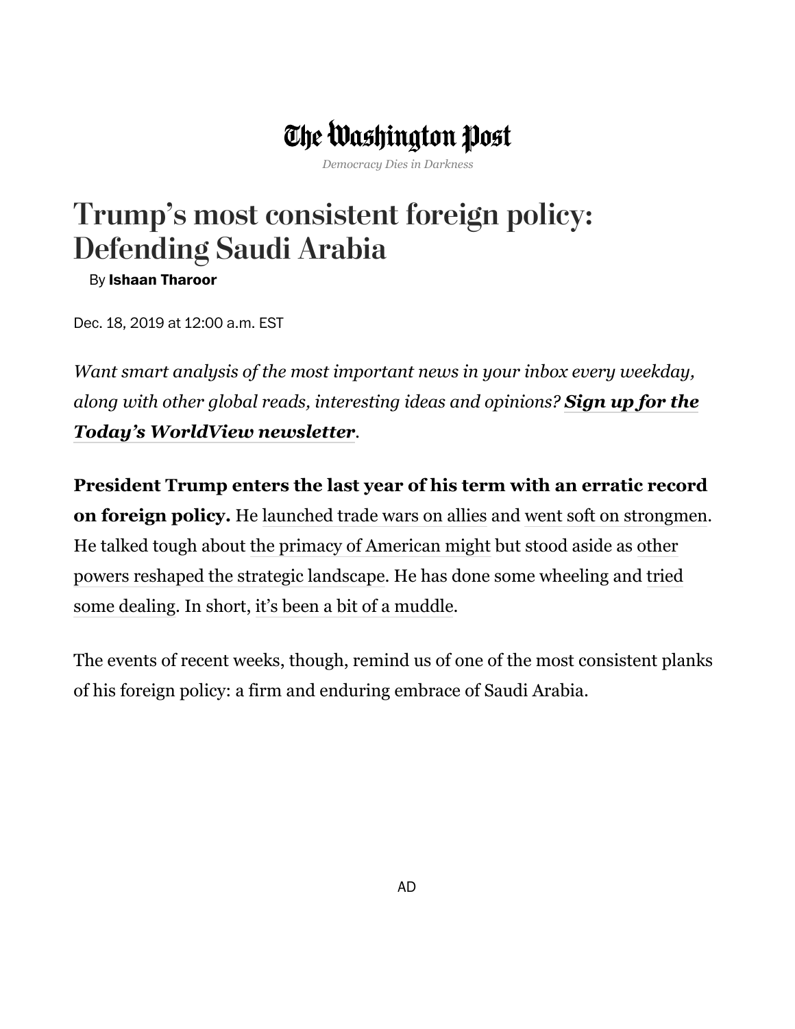The Washington Post

*Democracy Dies in Darkness*

# Trump's most consistent foreign policy: Defending Saudi Arabia

By **Ishaan Tharoor**

Dec. 18, 2019 at 12:00 a.m. EST

*Want smart analysis of the most important news in your inbox every weekday, along with other global reads, interesting ideas and opinions? **Sign up for the Today's WorldView newsletter**.*

**President Trump enters the last year of his term with an erratic record on foreign policy.** He launched trade wars on allies and went soft on strongmen. He talked tough about the primacy of American might but stood aside as other powers reshaped the strategic landscape. He has done some wheeling and tried some dealing. In short, it's been a bit of a muddle.

The events of recent weeks, though, remind us of one of the most consistent planks of his foreign policy: a firm and enduring embrace of Saudi Arabia.

AD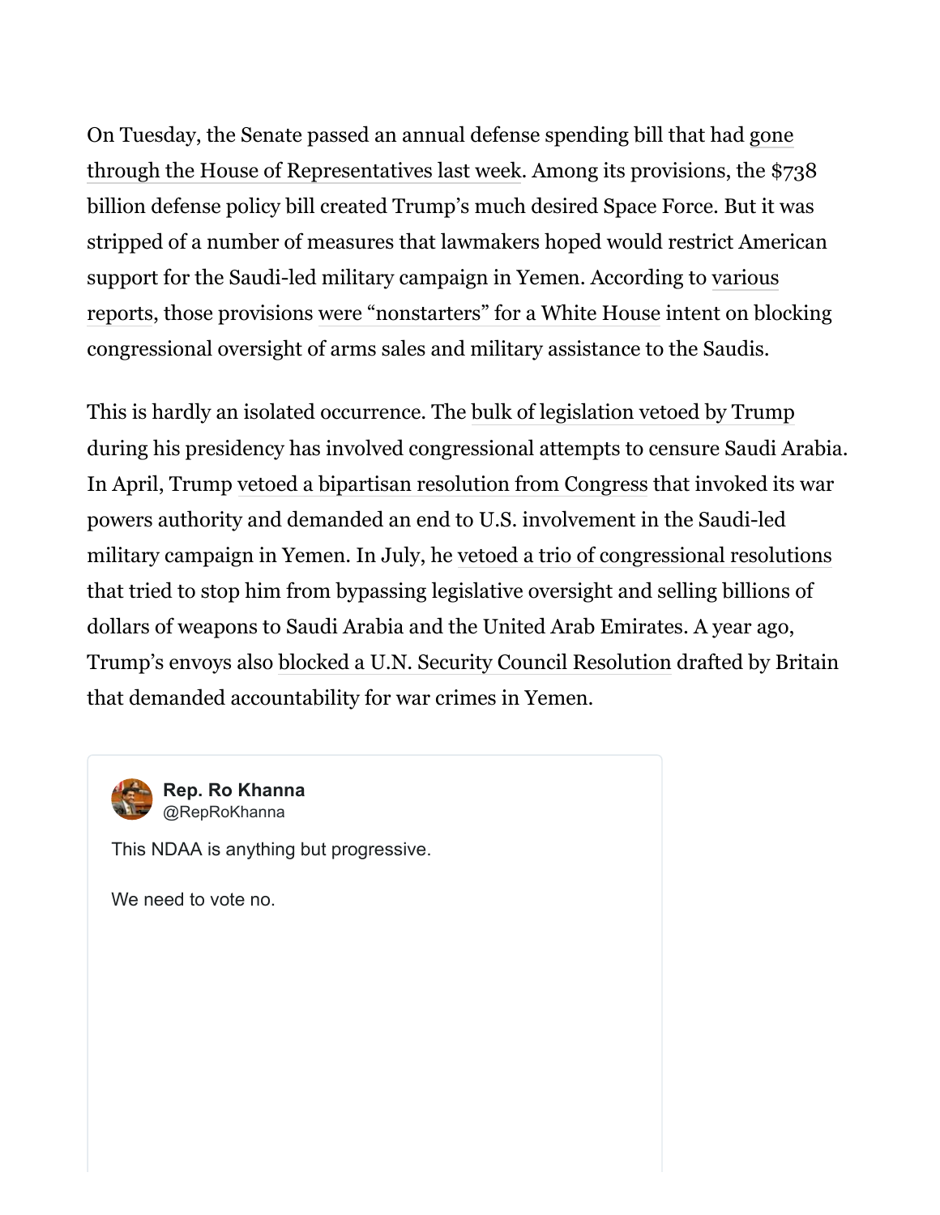On Tuesday, the Senate passed an annual defense spending bill that had gone through the House of Representatives last week. Among its provisions, the $738 billion defense policy bill created Trump's much desired Space Force. But it was stripped of a number of measures that lawmakers hoped would restrict American support for the Saudi-led military campaign in Yemen. According to various reports, those provisions were "nonstarters" for a White House intent on blocking congressional oversight of arms sales and military assistance to the Saudis.

This is hardly an isolated occurrence. The bulk of legislation vetoed by Trump during his presidency has involved congressional attempts to censure Saudi Arabia. In April, Trump vetoed a bipartisan resolution from Congress that invoked its war powers authority and demanded an end to U.S. involvement in the Saudi-led military campaign in Yemen. In July, he vetoed a trio of congressional resolutions that tried to stop him from bypassing legislative oversight and selling billions of dollars of weapons to Saudi Arabia and the United Arab Emirates. A year ago, Trump's envoys also blocked a U.N. Security Council Resolution drafted by Britain that demanded accountability for war crimes in Yemen.

> **Rep. Ro Khanna**
> @RepRoKhanna
>
> This NDAA is anything but progressive.
>
> We need to vote no.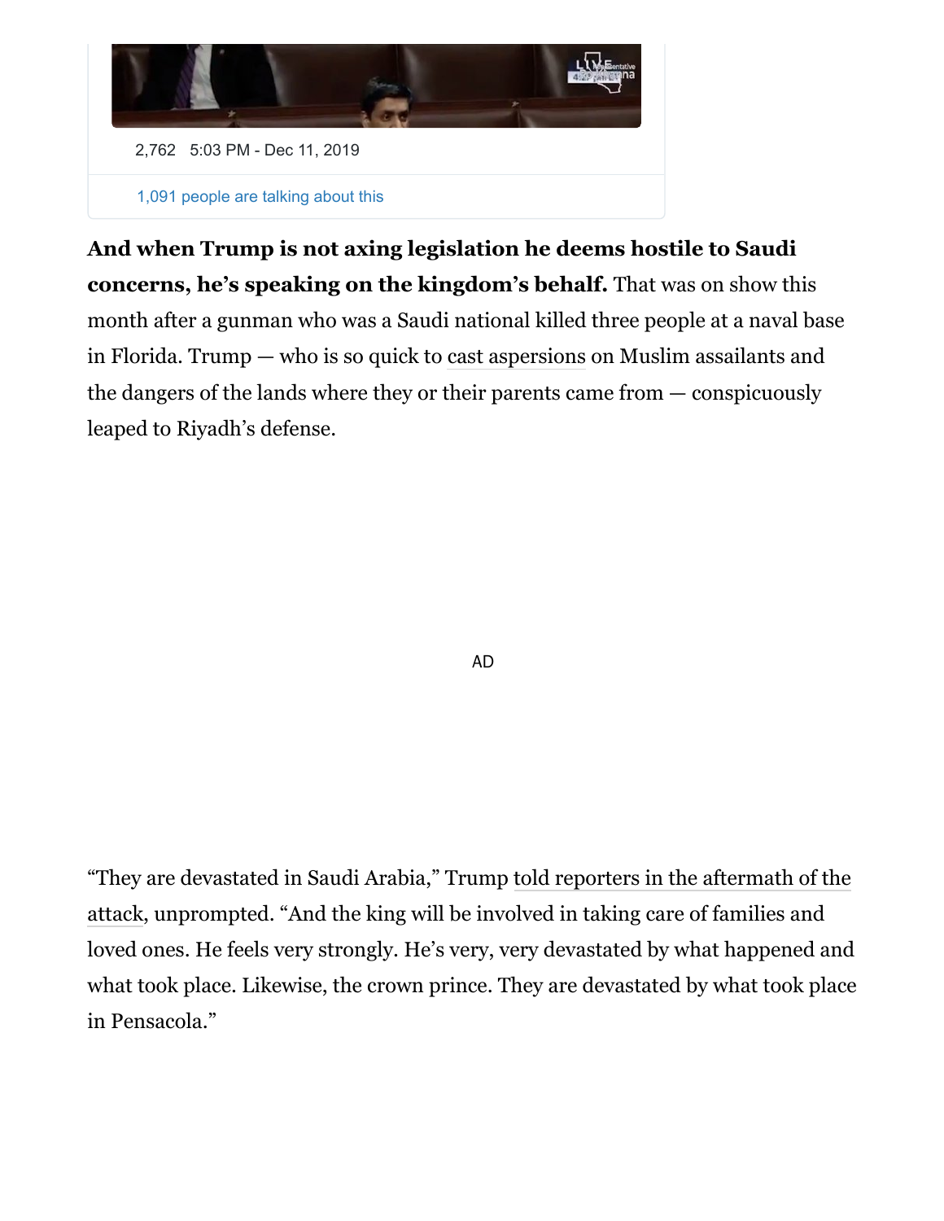2,762 5:03 PM - Dec 11, 2019

1,091 people are talking about this

**And when Trump is not axing legislation he deems hostile to Saudi concerns, he's speaking on the kingdom's behalf.** That was on show this month after a gunman who was a Saudi national killed three people at a naval base in Florida. Trump — who is so quick to cast aspersions on Muslim assailants and the dangers of the lands where they or their parents came from — conspicuously leaped to Riyadh's defense.

AD

"They are devastated in Saudi Arabia," Trump told reporters in the aftermath of the attack, unprompted. "And the king will be involved in taking care of families and loved ones. He feels very strongly. He's very, very devastated by what happened and what took place. Likewise, the crown prince. They are devastated by what took place in Pensacola."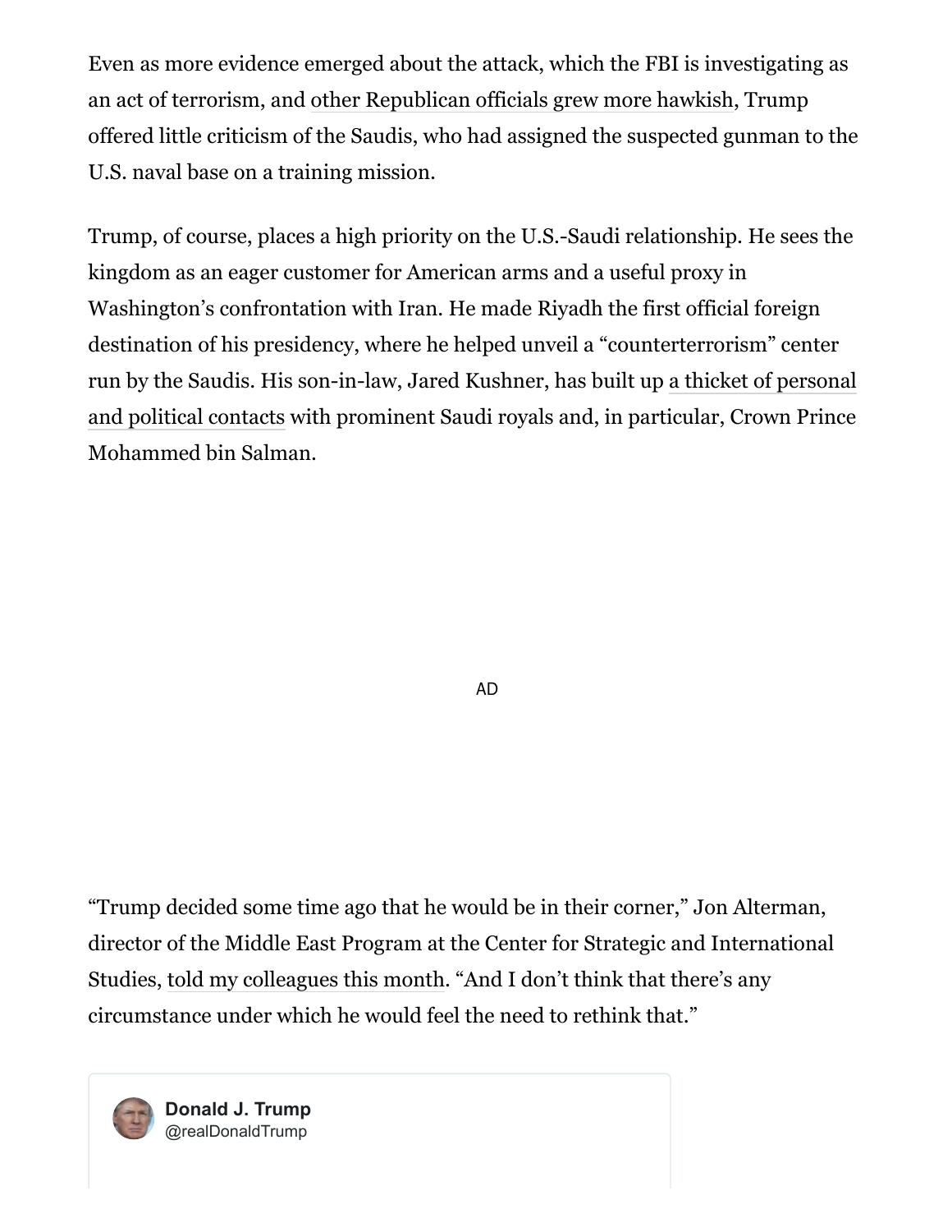Even as more evidence emerged about the attack, which the FBI is investigating as an act of terrorism, and other Republican officials grew more hawkish, Trump offered little criticism of the Saudis, who had assigned the suspected gunman to the U.S. naval base on a training mission.

Trump, of course, places a high priority on the U.S.-Saudi relationship. He sees the kingdom as an eager customer for American arms and a useful proxy in Washington's confrontation with Iran. He made Riyadh the first official foreign destination of his presidency, where he helped unveil a "counterterrorism" center run by the Saudis. His son-in-law, Jared Kushner, has built up a thicket of personal and political contacts with prominent Saudi royals and, in particular, Crown Prince Mohammed bin Salman.

AD

"Trump decided some time ago that he would be in their corner," Jon Alterman, director of the Middle East Program at the Center for Strategic and International Studies, told my colleagues this month. "And I don't think that there's any circumstance under which he would feel the need to rethink that."

**Donald J. Trump**
@realDonaldTrump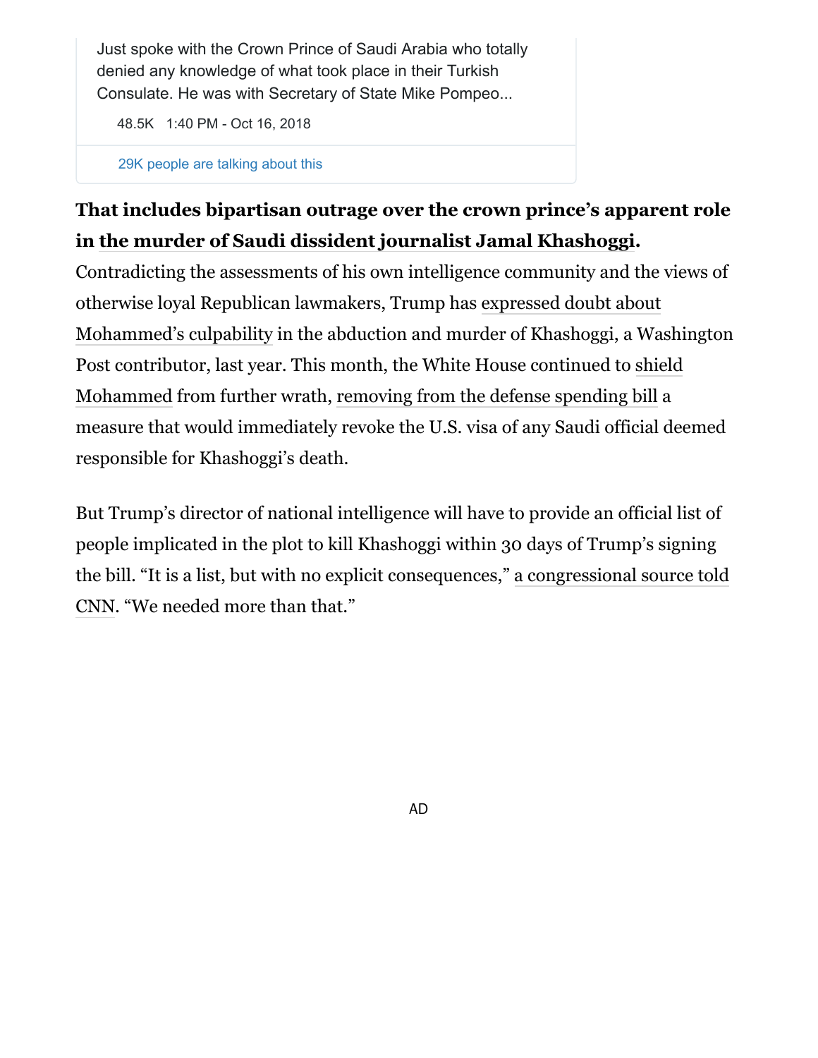Just spoke with the Crown Prince of Saudi Arabia who totally denied any knowledge of what took place in their Turkish Consulate. He was with Secretary of State Mike Pompeo...

48.5K 1:40 PM - Oct 16, 2018

29K people are talking about this

**That includes bipartisan outrage over the crown prince's apparent role in the murder of Saudi dissident journalist Jamal Khashoggi.** Contradicting the assessments of his own intelligence community and the views of otherwise loyal Republican lawmakers, Trump has expressed doubt about Mohammed's culpability in the abduction and murder of Khashoggi, a Washington Post contributor, last year. This month, the White House continued to shield Mohammed from further wrath, removing from the defense spending bill a measure that would immediately revoke the U.S. visa of any Saudi official deemed responsible for Khashoggi's death.

But Trump's director of national intelligence will have to provide an official list of people implicated in the plot to kill Khashoggi within 30 days of Trump's signing the bill. "It is a list, but with no explicit consequences," a congressional source told CNN. "We needed more than that."

AD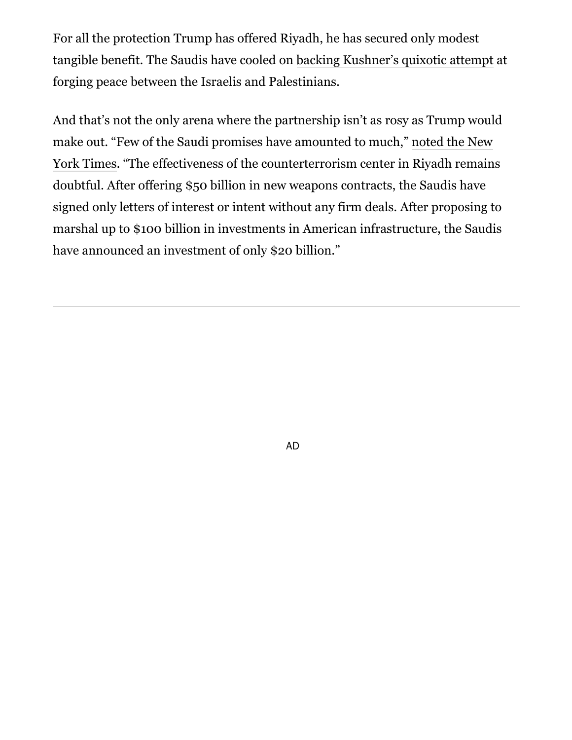For all the protection Trump has offered Riyadh, he has secured only modest tangible benefit. The Saudis have cooled on backing Kushner's quixotic attempt at forging peace between the Israelis and Palestinians.

And that's not the only arena where the partnership isn't as rosy as Trump would make out. "Few of the Saudi promises have amounted to much," noted the New York Times. "The effectiveness of the counterterrorism center in Riyadh remains doubtful. After offering $50 billion in new weapons contracts, the Saudis have signed only letters of interest or intent without any firm deals. After proposing to marshal up to $100 billion in investments in American infrastructure, the Saudis have announced an investment of only $20 billion."